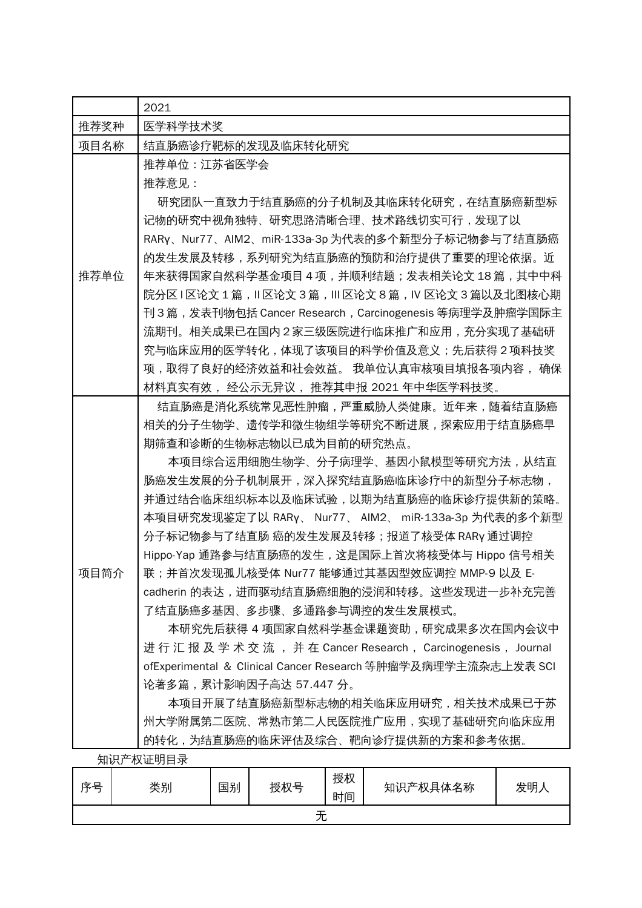|  | 2021 |
|---|---|
| 推荐奖种 | 医学科学技术奖 |
| 项目名称 | 结直肠癌诊疗靶标的发现及临床转化研究 |
| 推荐单位 | 推荐单位：江苏省医学会<br>推荐意见：<br>研究团队一直致力于结直肠癌的分子机制及其临床转化研究，在结直肠癌新型标记物的研究中视角独特、研究思路清晰合理、技术路线切实可行，发现了以RARγ、Nur77、AIM2、miR-133a-3p 为代表的多个新型分子标记物参与了结直肠癌的发生发展及转移，系列研究为结直肠癌的预防和治疗提供了重要的理论依据。近年来获得国家自然科学基金项目 4 项，并顺利结题；发表相关论文 18 篇，其中中科院分区 I 区论文 1 篇，II 区论文 3 篇，III 区论文 8 篇，IV 区论文 3 篇以及北图核心期刊 3 篇，发表刊物包括 Cancer Research，Carcinogenesis 等病理学及肿瘤学国际主流期刊。相关成果已在国内 2 家三级医院进行临床推广和应用，充分实现了基础研究与临床应用的医学转化，体现了该项目的科学价值及意义；先后获得 2 项科技奖项，取得了良好的经济效益和社会效益。 我单位认真审核项目填报各项内容， 确保材料真实有效， 经公示无异议， 推荐其申报 2021 年中华医学科技奖。 |
| 项目简介 | 结直肠癌是消化系统常见恶性肿瘤，严重威胁人类健康。近年来，随着结直肠癌相关的分子生物学、遗传学和微生物组学等研究不断进展，探索应用于结直肠癌早期筛查和诊断的生物标志物以已成为目前的研究热点。<br>本项目综合运用细胞生物学、分子病理学、基因小鼠模型等研究方法，从结直肠癌发生发展的分子机制展开，深入探究结直肠癌临床诊疗中的新型分子标志物，并通过结合临床组织标本以及临床试验，以期为结直肠癌的临床诊疗提供新的策略。本项目研究发现鉴定了以 RARγ、 Nur77、 AIM2、 miR-133a-3p 为代表的多个新型分子标记物参与了结直肠 癌的发生发展及转移；报道了核受体 RARγ 通过调控 Hippo-Yap 通路参与结直肠癌的发生，这是国际上首次将核受体与 Hippo 信号相关联；并首次发现孤儿核受体 Nur77 能够通过其基因型效应调控 MMP-9 以及 E-cadherin 的表达，进而驱动结直肠癌细胞的浸润和转移。这些发现进一步补充完善了结直肠癌多基因、多步骤、多通路参与调控的发生发展模式。<br>本研究先后获得 4 项国家自然科学基金课题资助，研究成果多次在国内会议中进行汇报及学术交流，并在 Cancer Research， Carcinogenesis， Journal ofExperimental ＆ Clinical Cancer Research 等肿瘤学及病理学主流杂志上发表 SCI 论著多篇，累计影响因子高达 57.447 分。<br>本项目开展了结直肠癌新型标志物的相关临床应用研究，相关技术成果已于苏州大学附属第二医院、常熟市第二人民医院推广应用，实现了基础研究向临床应用的转化，为结直肠癌的临床评估及综合、靶向诊疗提供新的方案和参考依据。 |

知识产权证明目录

| 序号 | 类别 | 国别 | 授权号 | 授权时间 | 知识产权具体名称 | 发明人 |
|---|---|---|---|---|---|---|
| 无 |  |  |  |  |  |  |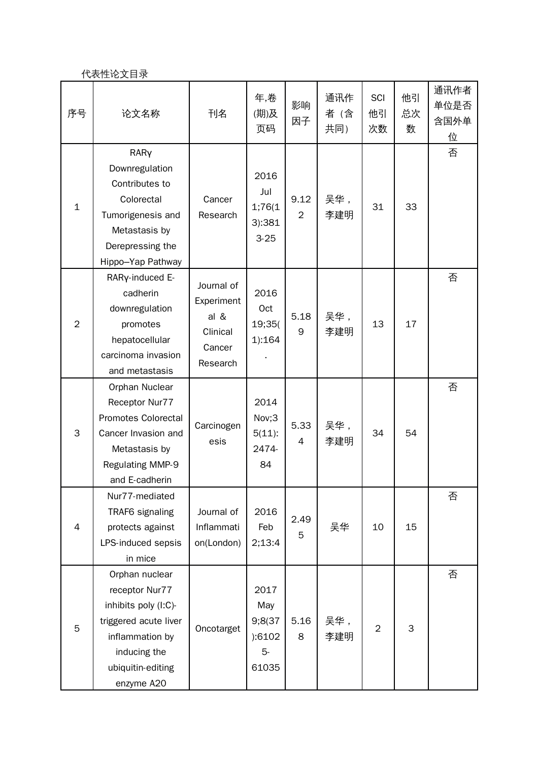代表性论文目录

| 序号 | 论文名称 | 刊名 | 年,卷(期)及页码 | 影响因子 | 通讯作者（含共同） | SCI他引次数 | 他引总次数 | 通讯作者单位是否含国外单位 |
|---|---|---|---|---|---|---|---|---|
| 1 | RARγ Downregulation Contributes to Colorectal Tumorigenesis and Metastasis by Derepressing the Hippo–Yap Pathway | Cancer Research | 2016 Jul 1;76(13):3813-25 | 9.122 | 吴华，李建明 | 31 | 33 | 否 |
| 2 | RARγ-induced E-cadherin downregulation promotes hepatocellular carcinoma invasion and metastasis | Journal of Experimental & Clinical Cancer Research | 2016 Oct 19;35(1):164. | 5.189 | 吴华，李建明 | 13 | 17 | 否 |
| 3 | Orphan Nuclear Receptor Nur77 Promotes Colorectal Cancer Invasion and Metastasis by Regulating MMP-9 and E-cadherin | Carcinogenesis | 2014 Nov;35(11):2474-84 | 5.334 | 吴华，李建明 | 34 | 54 | 否 |
| 4 | Nur77-mediated TRAF6 signaling protects against LPS-induced sepsis in mice | Journal of Inflammation(London) | 2016 Feb 2;13:4 | 2.495 | 吴华 | 10 | 15 | 否 |
| 5 | Orphan nuclear receptor Nur77 inhibits poly (I:C)-triggered acute liver inflammation by inducing the ubiquitin-editing enzyme A20 | Oncotarget | 2017 May 9;8(37):61025-61035 | 5.168 | 吴华，李建明 | 2 | 3 | 否 |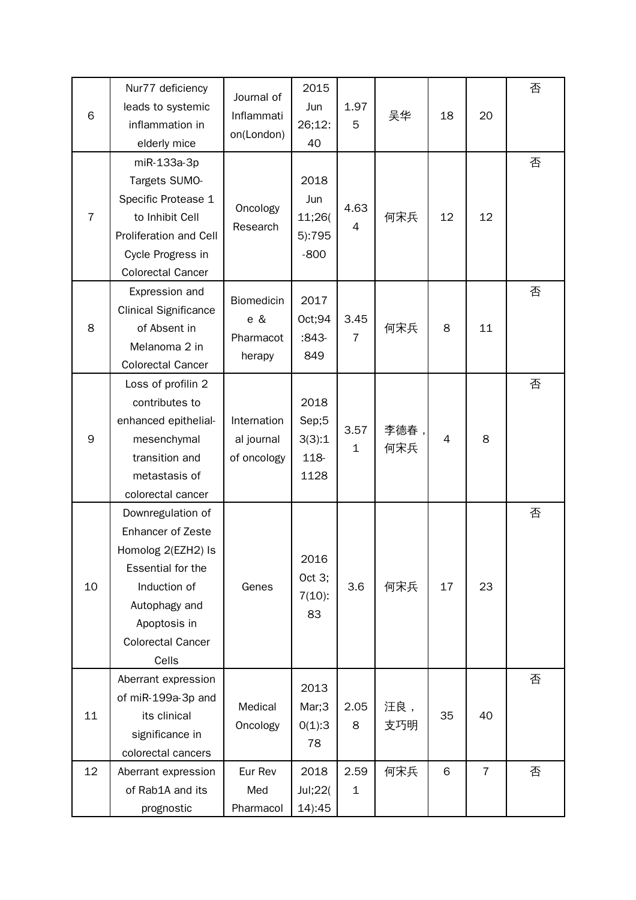| 6 | Nur77 deficiency leads to systemic inflammation in elderly mice | Journal of Inflammation(London) | 2015 Jun 26;12:40 | 1.975 | 吴华 | 18 | 20 | 否 |
|---|---|---|---|---|---|---|---|---|
| 7 | miR-133a-3p Targets SUMO-Specific Protease 1 to Inhibit Cell Proliferation and Cell Cycle Progress in Colorectal Cancer | Oncology Research | 2018 Jun 11;26(5):795-800 | 4.634 | 何宋兵 | 12 | 12 | 否 |
| 8 | Expression and Clinical Significance of Absent in Melanoma 2 in Colorectal Cancer | Biomedicine & Pharmacotherapy | 2017 Oct;94:843-849 | 3.457 | 何宋兵 | 8 | 11 | 否 |
| 9 | Loss of profilin 2 contributes to enhanced epithelial-mesenchymal transition and metastasis of colorectal cancer | International journal of oncology | 2018 Sep;53(3):1118-1128 | 3.571 | 李德春，何宋兵 | 4 | 8 | 否 |
| 10 | Downregulation of Enhancer of Zeste Homolog 2(EZH2) Is Essential for the Induction of Autophagy and Apoptosis in Colorectal Cancer Cells | Genes | 2016 Oct 3;7(10):83 | 3.6 | 何宋兵 | 17 | 23 | 否 |
| 11 | Aberrant expression of miR-199a-3p and its clinical significance in colorectal cancers | Medical Oncology | 2013 Mar;30(1):378 | 2.058 | 汪良，支巧明 | 35 | 40 | 否 |
| 12 | Aberrant expression of Rab1A and its prognostic | Eur Rev Med Pharmacol | 2018 Jul;22(14):45 | 2.591 | 何宋兵 | 6 | 7 | 否 |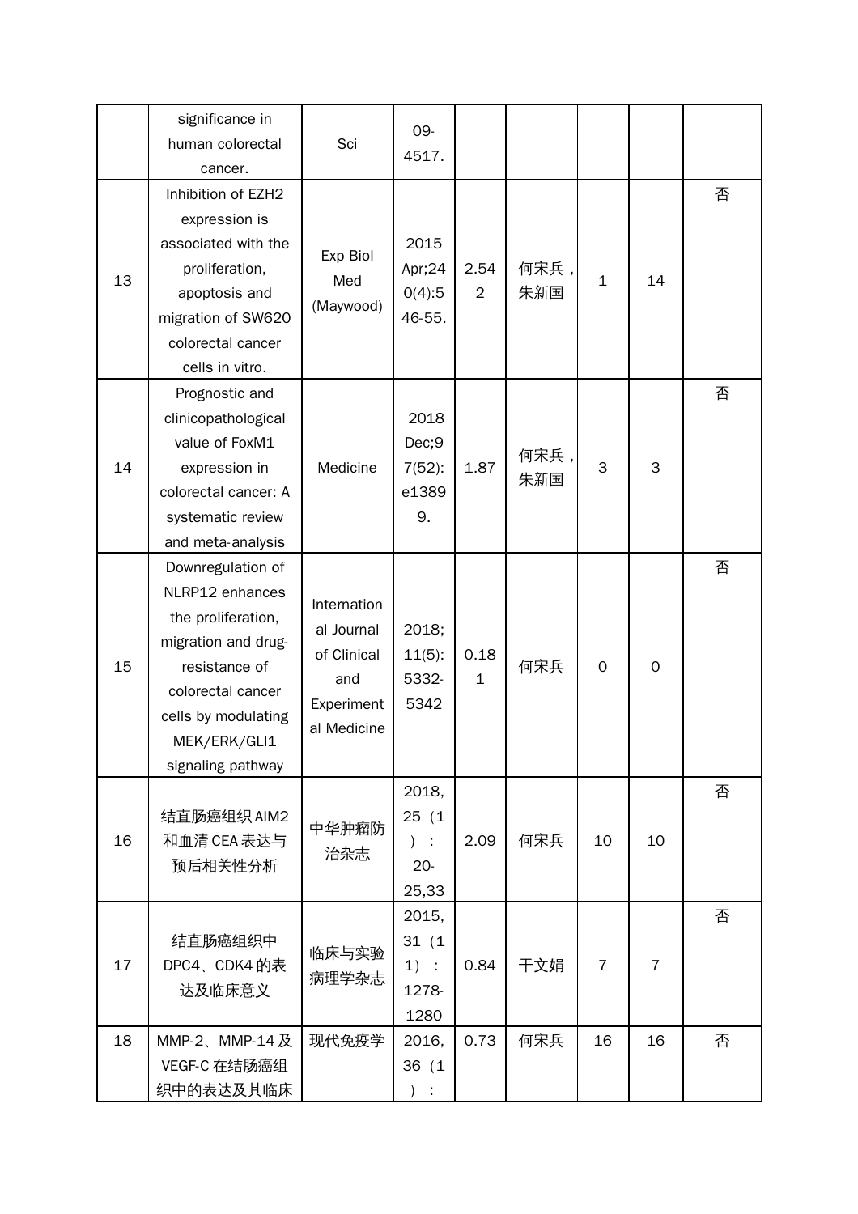|  | significance in human colorectal cancer. | Sci | 09-4517. |  |  |  |  |  |
|---|---|---|---|---|---|---|---|---|
| 13 | Inhibition of EZH2 expression is associated with the proliferation, apoptosis and migration of SW620 colorectal cancer cells in vitro. | Exp Biol Med (Maywood) | 2015 Apr;240(4):546-55. | 2.542 | 何宋兵，朱新国 | 1 | 14 | 否 |
| 14 | Prognostic and clinicopathological value of FoxM1 expression in colorectal cancer: A systematic review and meta-analysis | Medicine | 2018 Dec;97(52):e13899. | 1.87 | 何宋兵，朱新国 | 3 | 3 | 否 |
| 15 | Downregulation of NLRP12 enhances the proliferation, migration and drug-resistance of colorectal cancer cells by modulating MEK/ERK/GLI1 signaling pathway | International Journal of Clinical and Experimental Medicine | 2018;11(5):5332-5342 | 0.181 | 何宋兵 | 0 | 0 | 否 |
| 16 | 结直肠癌组织 AIM2 和血清 CEA 表达与预后相关性分析 | 中华肿瘤防治杂志 | 2018,25（1）：20-25,33 | 2.09 | 何宋兵 | 10 | 10 | 否 |
| 17 | 结直肠癌组织中 DPC4、CDK4 的表达及临床意义 | 临床与实验病理学杂志 | 2015,31（11）：1278-1280 | 0.84 | 干文娟 | 7 | 7 | 否 |
| 18 | MMP-2、MMP-14 及 VEGF-C 在结肠癌组织中的表达及其临床 | 现代免疫学 | 2016,36（1）： | 0.73 | 何宋兵 | 16 | 16 | 否 |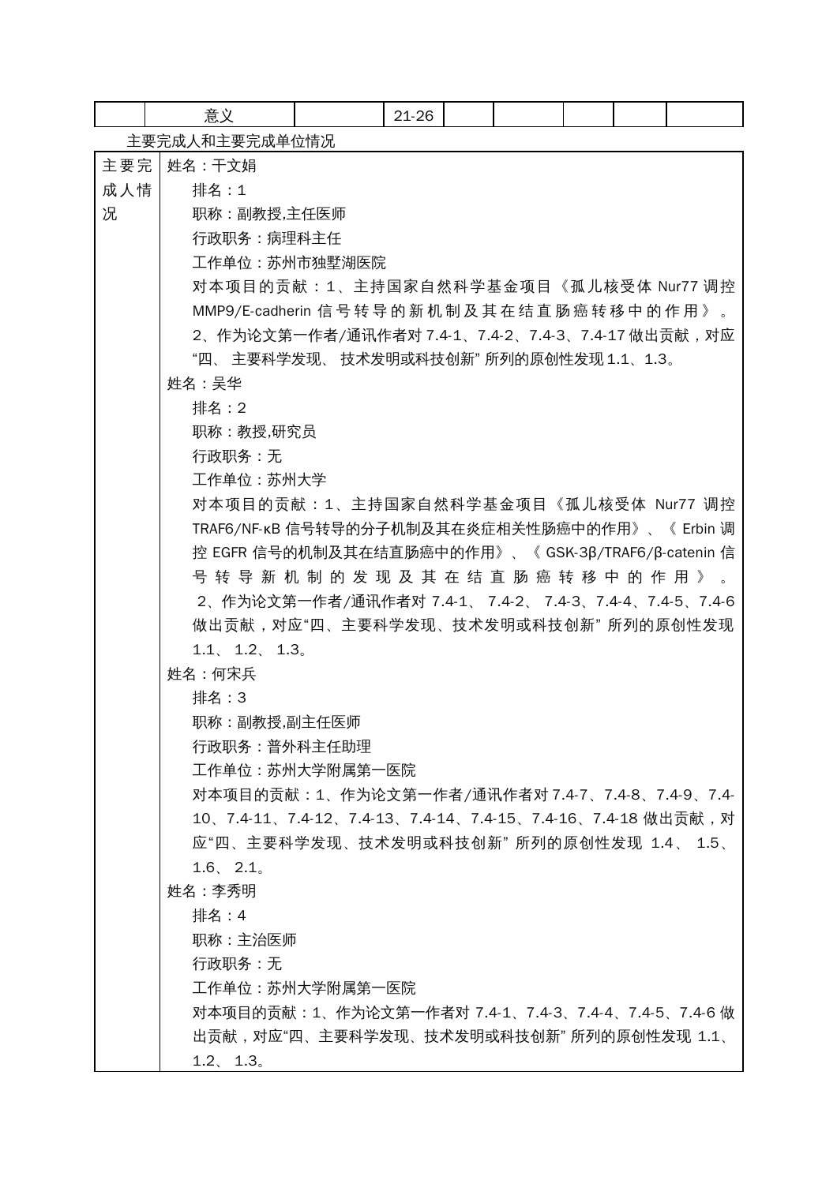|  | 意义 |  | 21-26 |  |  |  |  |  |
|---|---|---|---|---|---|---|---|---|

主要完成人和主要完成单位情况

<table>
<tr>
<td>主要完成人情况</td>
<td>
姓名：干文娟<br>
排名：1<br>
职称：副教授,主任医师<br>
行政职务：病理科主任<br>
工作单位：苏州市独墅湖医院<br>
对本项目的贡献：1、主持国家自然科学基金项目《孤儿核受体 Nur77 调控 MMP9/E-cadherin 信号转导的新机制及其在结直肠癌转移中的作用》。2、作为论文第一作者/通讯作者对 7.4-1、7.4-2、7.4-3、7.4-17 做出贡献，对应“四、 主要科学发现、 技术发明或科技创新” 所列的原创性发现 1.1、1.3。<br>
姓名：吴华<br>
排名：2<br>
职称：教授,研究员<br>
行政职务：无<br>
工作单位：苏州大学<br>
对本项目的贡献：1、主持国家自然科学基金项目《孤儿核受体 Nur77 调控 TRAF6/NF-κB 信号转导的分子机制及其在炎症相关性肠癌中的作用》、《 Erbin 调控 EGFR 信号的机制及其在结直肠癌中的作用》、《 GSK-3β/TRAF6/β-catenin 信号转导新机制的发现及其在结直肠癌转移中的作用》。 2、作为论文第一作者/通讯作者对 7.4-1、 7.4-2、 7.4-3、7.4-4、7.4-5、7.4-6 做出贡献，对应“四、主要科学发现、技术发明或科技创新” 所列的原创性发现 1.1、 1.2、 1.3。<br>
姓名：何宋兵<br>
排名：3<br>
职称：副教授,副主任医师<br>
行政职务：普外科主任助理<br>
工作单位：苏州大学附属第一医院<br>
对本项目的贡献：1、作为论文第一作者/通讯作者对 7.4-7、7.4-8、7.4-9、7.4-10、7.4-11、7.4-12、7.4-13、7.4-14、7.4-15、7.4-16、7.4-18 做出贡献，对应“四、主要科学发现、技术发明或科技创新” 所列的原创性发现 1.4、 1.5、 1.6、 2.1。<br>
姓名：李秀明<br>
排名：4<br>
职称：主治医师<br>
行政职务：无<br>
工作单位：苏州大学附属第一医院<br>
对本项目的贡献：1、作为论文第一作者对 7.4-1、7.4-3、7.4-4、7.4-5、7.4-6 做出贡献，对应“四、主要科学发现、技术发明或科技创新” 所列的原创性发现 1.1、 1.2、 1.3。
</td>
</tr>
</table>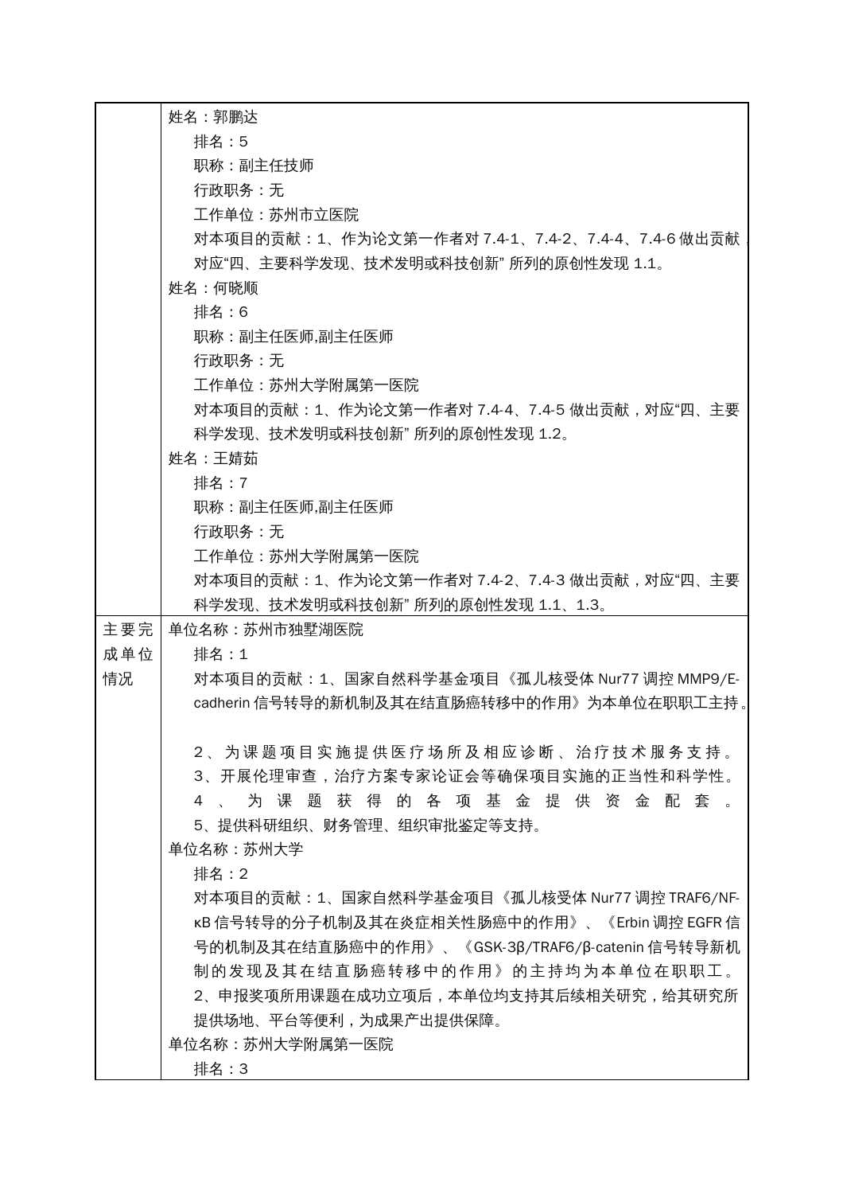| | |
|---|---|
| | 姓名：郭鹏达<br>排名：5<br>职称：副主任技师<br>行政职务：无<br>工作单位：苏州市立医院<br>对本项目的贡献：1、作为论文第一作者对 7.4-1、7.4-2、7.4-4、7.4-6 做出贡献，对应“四、主要科学发现、技术发明或科技创新” 所列的原创性发现 1.1。<br>姓名：何晓顺<br>排名：6<br>职称：副主任医师,副主任医师<br>行政职务：无<br>工作单位：苏州大学附属第一医院<br>对本项目的贡献：1、作为论文第一作者对 7.4-4、7.4-5 做出贡献，对应“四、主要科学发现、技术发明或科技创新” 所列的原创性发现 1.2。<br>姓名：王婧茹<br>排名：7<br>职称：副主任医师,副主任医师<br>行政职务：无<br>工作单位：苏州大学附属第一医院<br>对本项目的贡献：1、作为论文第一作者对 7.4-2、7.4-3 做出贡献，对应“四、主要科学发现、技术发明或科技创新” 所列的原创性发现 1.1、1.3。 |
| 主要完成单位情况 | 单位名称：苏州市独墅湖医院<br>排名：1<br>对本项目的贡献：1、国家自然科学基金项目《孤儿核受体 Nur77 调控 MMP9/E-cadherin 信号转导的新机制及其在结直肠癌转移中的作用》为本单位在职职工主持。<br><br>2、为课题项目实施提供医疗场所及相应诊断、治疗技术服务支持。<br>3、开展伦理审查，治疗方案专家论证会等确保项目实施的正当性和科学性。<br>4、为课题获得的各项基金提供资金配套。<br>5、提供科研组织、财务管理、组织审批鉴定等支持。<br>单位名称：苏州大学<br>排名：2<br>对本项目的贡献：1、国家自然科学基金项目《孤儿核受体 Nur77 调控 TRAF6/NF-κB 信号转导的分子机制及其在炎症相关性肠癌中的作用》、《Erbin 调控 EGFR 信号的机制及其在结直肠癌中的作用》、《GSK-3β/TRAF6/β-catenin 信号转导新机制的发现及其在结直肠癌转移中的作用》的主持均为本单位在职职工。<br>2、申报奖项所用课题在成功立项后，本单位均支持其后续相关研究，给其研究所提供场地、平台等便利，为成果产出提供保障。<br>单位名称：苏州大学附属第一医院<br>排名：3 |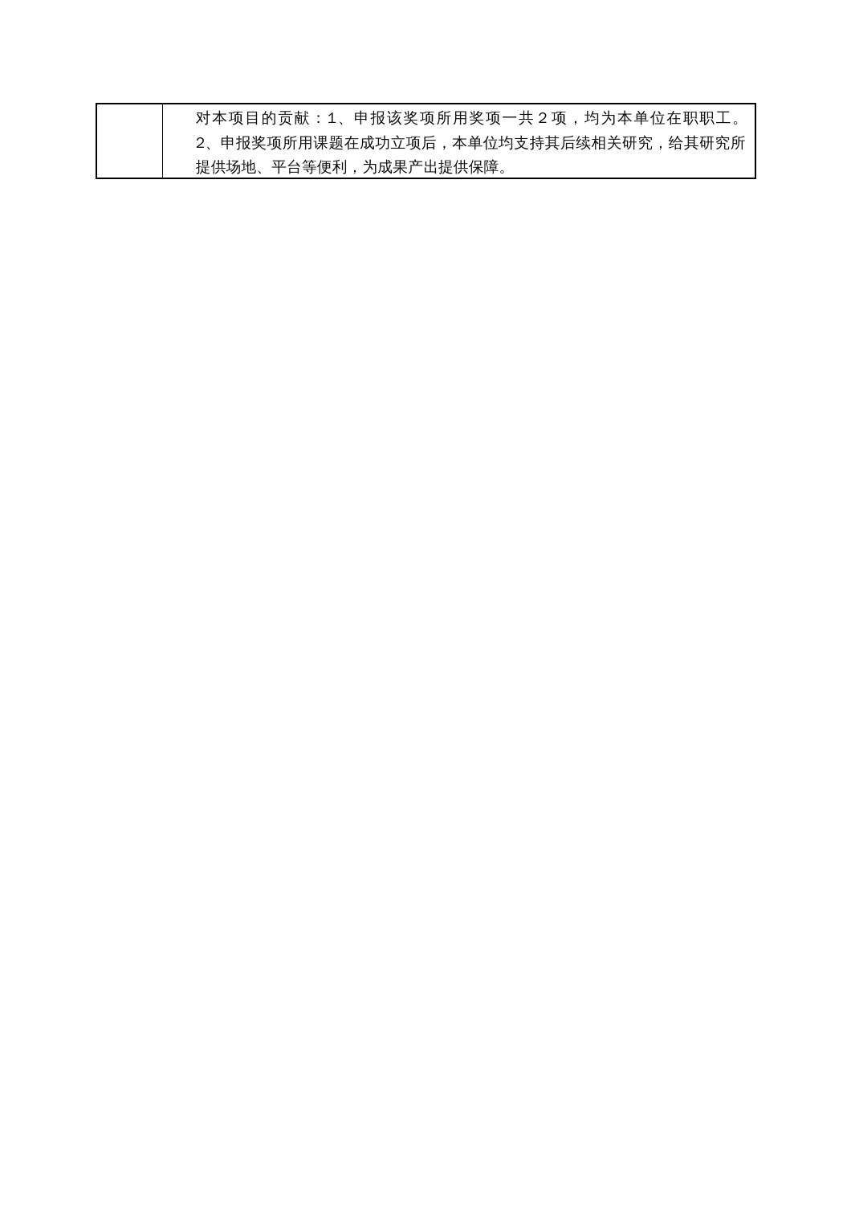| | |
|---|---|
| | 对本项目的贡献：1、申报该奖项所用奖项一共 2 项，均为本单位在职职工。2、申报奖项所用课题在成功立项后，本单位均支持其后续相关研究，给其研究所提供场地、平台等便利，为成果产出提供保障。 |